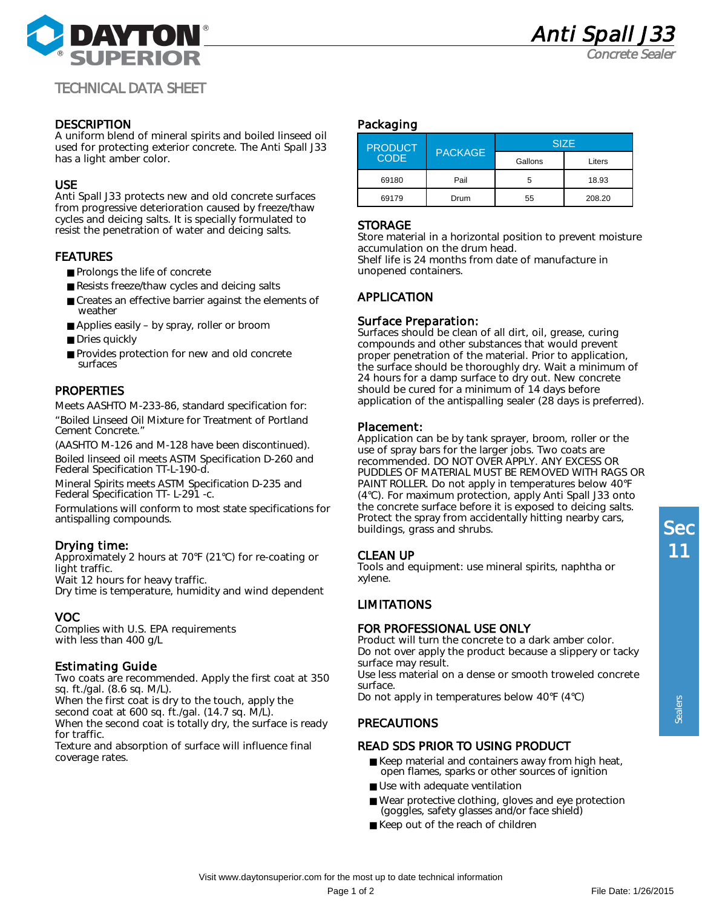# Anti Spall J33

*Concrete Sealer*

TECHNICAL DATA SHEET

## DESCRIPTION

A uniform blend of mineral spirits and boiled linseed oil used for protecting exterior concrete. The Anti Spall J33 has a light amber color.

## USE

Anti Spall J33 protects new and old concrete surfaces from progressive deterioration caused by freeze/thaw cycles and deicing salts. It is specially formulated to resist the penetration of water and deicing salts.

## FEATURES

- Prolongs the life of concrete
- Resists freeze/thaw cycles and deicing salts
- Creates an effective barrier against the elements of weather
- Applies easily – by spray, roller or broom
- Dries quickly
- Provides protection for new and old concrete surfaces

## PROPERTIES

Meets AASHTO M-233-86, standard specification for:

“Boiled Linseed Oil Mixture for Treatment of Portland Cement Concrete.”

(AASHTO M-126 and M-128 have been discontinued).

Boiled linseed oil meets ASTM Specification D-260 and Federal Specification TT-L-190-d.

Mineral Spirits meets ASTM Specification D-235 and Federal Specification TT- L-291 -c.

Formulations will conform to most state specifications for antispalling compounds.

### Drying time:

Approximately 2 hours at 70°F (21°C) for re-coating or light traffic.
Wait 12 hours for heavy traffic.
Dry time is temperature, humidity and wind dependent

## VOC

Complies with U.S. EPA requirements
with less than 400 g/L

### Estimating Guide

Two coats are recommended. Apply the first coat at 350 sq. ft./gal. (8.6 sq. M/L).
When the first coat is dry to the touch, apply the second coat at 600 sq. ft./gal. (14.7 sq. M/L).
When the second coat is totally dry, the surface is ready for traffic.
Texture and absorption of surface will influence final coverage rates.

### Packaging

| PRODUCT CODE | PACKAGE | SIZE | |
|---|---|---|---|
| | | Gallons | Liters |
| 69180 | Pail | 5 | 18.93 |
| 69179 | Drum | 55 | 208.20 |

## STORAGE

Store material in a horizontal position to prevent moisture accumulation on the drum head.
Shelf life is 24 months from date of manufacture in unopened containers.

## APPLICATION

### Surface Preparation:

Surfaces should be clean of all dirt, oil, grease, curing compounds and other substances that would prevent proper penetration of the material. Prior to application, the surface should be thoroughly dry. Wait a minimum of 24 hours for a damp surface to dry out. New concrete should be cured for a minimum of 14 days before application of the antispalling sealer (28 days is preferred).

### Placement:

Application can be by tank sprayer, broom, roller or the use of spray bars for the larger jobs. Two coats are recommended. DO NOT OVER APPLY. ANY EXCESS OR PUDDLES OF MATERIAL MUST BE REMOVED WITH RAGS OR PAINT ROLLER. Do not apply in temperatures below 40°F (4°C). For maximum protection, apply Anti Spall J33 onto the concrete surface before it is exposed to deicing salts. Protect the spray from accidentally hitting nearby cars, buildings, grass and shrubs.

## CLEAN UP

Tools and equipment: use mineral spirits, naphtha or xylene.

## LIMITATIONS

## FOR PROFESSIONAL USE ONLY

Product will turn the concrete to a dark amber color.
Do not over apply the product because a slippery or tacky surface may result.
Use less material on a dense or smooth troweled concrete surface.
Do not apply in temperatures below 40°F (4°C)

## PRECAUTIONS

## READ SDS PRIOR TO USING PRODUCT

- Keep material and containers away from high heat, open flames, sparks or other sources of ignition
- Use with adequate ventilation
- Wear protective clothing, gloves and eye protection (goggles, safety glasses and/or face shield)
- Keep out of the reach of children

Sec 11

Sealers

Visit www.daytonsuperior.com for the most up to date technical information

File Date: 1/26/2015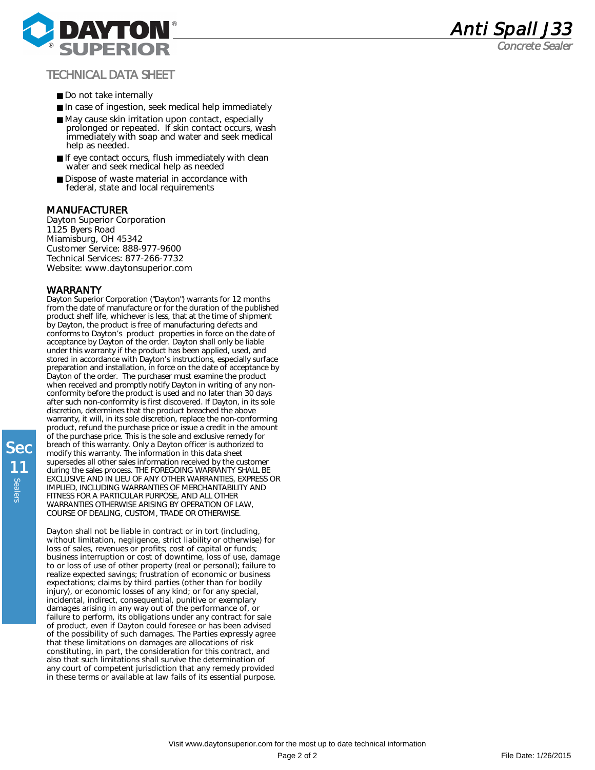- Do not take internally
- In case of ingestion, seek medical help immediately
- May cause skin irritation upon contact, especially prolonged or repeated. If skin contact occurs, wash immediately with soap and water and seek medical help as needed.
- If eye contact occurs, flush immediately with clean water and seek medical help as needed
- Dispose of waste material in accordance with federal, state and local requirements

## MANUFACTURER

Dayton Superior Corporation
1125 Byers Road
Miamisburg, OH 45342
Customer Service: 888-977-9600
Technical Services: 877-266-7732
Website: www.daytonsuperior.com

## WARRANTY

Dayton Superior Corporation ("Dayton") warrants for 12 months from the date of manufacture or for the duration of the published product shelf life, whichever is less, that at the time of shipment by Dayton, the product is free of manufacturing defects and conforms to Dayton's product properties in force on the date of acceptance by Dayton of the order. Dayton shall only be liable under this warranty if the product has been applied, used, and stored in accordance with Dayton's instructions, especially surface preparation and installation, in force on the date of acceptance by Dayton of the order. The purchaser must examine the product when received and promptly notify Dayton in writing of any non-conformity before the product is used and no later than 30 days after such non-conformity is first discovered. If Dayton, in its sole discretion, determines that the product breached the above warranty, it will, in its sole discretion, replace the non-conforming product, refund the purchase price or issue a credit in the amount of the purchase price. This is the sole and exclusive remedy for breach of this warranty. Only a Dayton officer is authorized to modify this warranty. The information in this data sheet supersedes all other sales information received by the customer during the sales process. THE FOREGOING WARRANTY SHALL BE EXCLUSIVE AND IN LIEU OF ANY OTHER WARRANTIES, EXPRESS OR IMPLIED, INCLUDING WARRANTIES OF MERCHANTABILITY AND FITNESS FOR A PARTICULAR PURPOSE, AND ALL OTHER WARRANTIES OTHERWISE ARISING BY OPERATION OF LAW, COURSE OF DEALING, CUSTOM, TRADE OR OTHERWISE.

Dayton shall not be liable in contract or in tort (including, without limitation, negligence, strict liability or otherwise) for loss of sales, revenues or profits; cost of capital or funds; business interruption or cost of downtime, loss of use, damage to or loss of use of other property (real or personal); failure to realize expected savings; frustration of economic or business expectations; claims by third parties (other than for bodily injury), or economic losses of any kind; or for any special, incidental, indirect, consequential, punitive or exemplary damages arising in any way out of the performance of, or failure to perform, its obligations under any contract for sale of product, even if Dayton could foresee or has been advised of the possibility of such damages. The Parties expressly agree that these limitations on damages are allocations of risk constituting, in part, the consideration for this contract, and also that such limitations shall survive the determination of any court of competent jurisdiction that any remedy provided in these terms or available at law fails of its essential purpose.